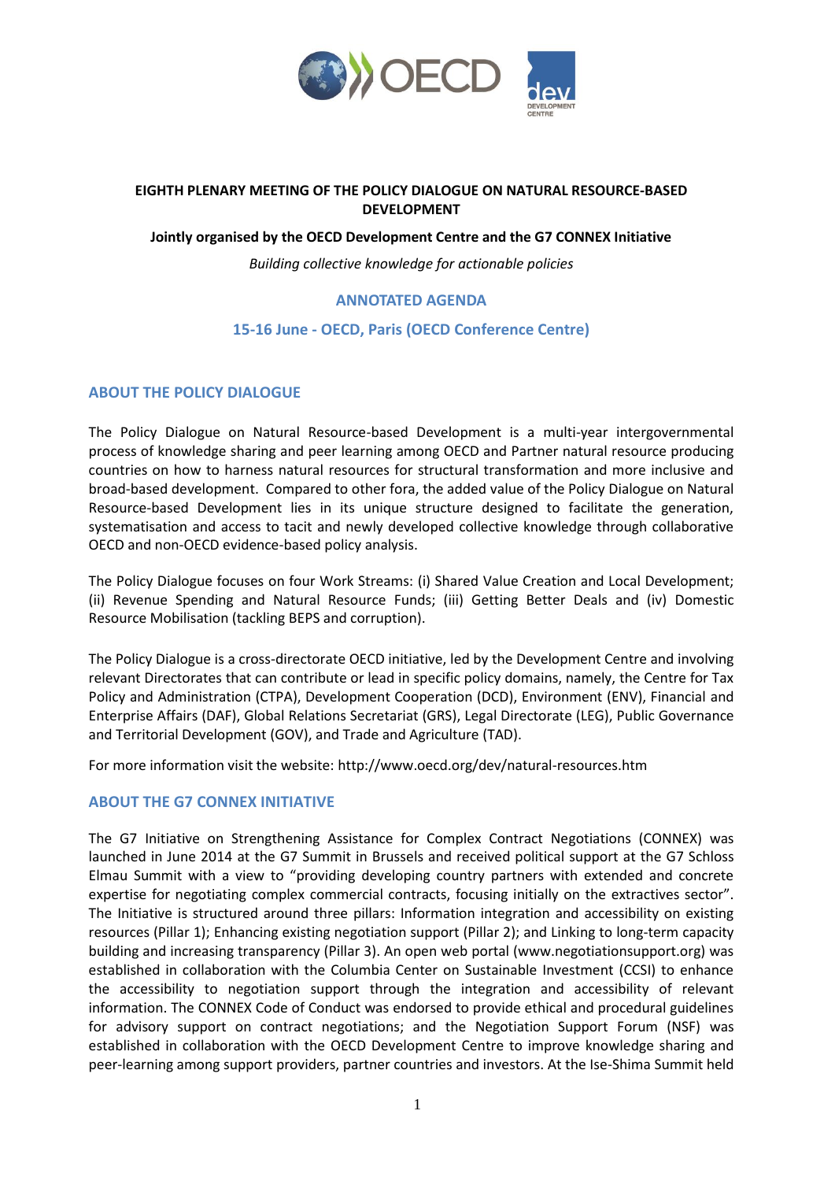**EIGHTH PLENARY MEETING OF THE POLICY DIALOGUE ON NATURAL RESOURCE-BASED DEVELOPMENT**

**Jointly organised by the OECD Development Centre and the G7 CONNEX Initiative**

*Building collective knowledge for actionable policies*

**ANNOTATED AGENDA**

**15-16 June - OECD, Paris (OECD Conference Centre)**

## ABOUT THE POLICY DIALOGUE

The Policy Dialogue on Natural Resource-based Development is a multi-year intergovernmental process of knowledge sharing and peer learning among OECD and Partner natural resource producing countries on how to harness natural resources for structural transformation and more inclusive and broad-based development. Compared to other fora, the added value of the Policy Dialogue on Natural Resource-based Development lies in its unique structure designed to facilitate the generation, systematisation and access to tacit and newly developed collective knowledge through collaborative OECD and non-OECD evidence-based policy analysis.

The Policy Dialogue focuses on four Work Streams: (i) Shared Value Creation and Local Development; (ii) Revenue Spending and Natural Resource Funds; (iii) Getting Better Deals and (iv) Domestic Resource Mobilisation (tackling BEPS and corruption).

The Policy Dialogue is a cross-directorate OECD initiative, led by the Development Centre and involving relevant Directorates that can contribute or lead in specific policy domains, namely, the Centre for Tax Policy and Administration (CTPA), Development Cooperation (DCD), Environment (ENV), Financial and Enterprise Affairs (DAF), Global Relations Secretariat (GRS), Legal Directorate (LEG), Public Governance and Territorial Development (GOV), and Trade and Agriculture (TAD).

For more information visit the website: http://www.oecd.org/dev/natural-resources.htm

## ABOUT THE G7 CONNEX INITIATIVE

The G7 Initiative on Strengthening Assistance for Complex Contract Negotiations (CONNEX) was launched in June 2014 at the G7 Summit in Brussels and received political support at the G7 Schloss Elmau Summit with a view to "providing developing country partners with extended and concrete expertise for negotiating complex commercial contracts, focusing initially on the extractives sector". The Initiative is structured around three pillars: Information integration and accessibility on existing resources (Pillar 1); Enhancing existing negotiation support (Pillar 2); and Linking to long-term capacity building and increasing transparency (Pillar 3). An open web portal (www.negotiationsupport.org) was established in collaboration with the Columbia Center on Sustainable Investment (CCSI) to enhance the accessibility to negotiation support through the integration and accessibility of relevant information. The CONNEX Code of Conduct was endorsed to provide ethical and procedural guidelines for advisory support on contract negotiations; and the Negotiation Support Forum (NSF) was established in collaboration with the OECD Development Centre to improve knowledge sharing and peer-learning among support providers, partner countries and investors. At the Ise-Shima Summit held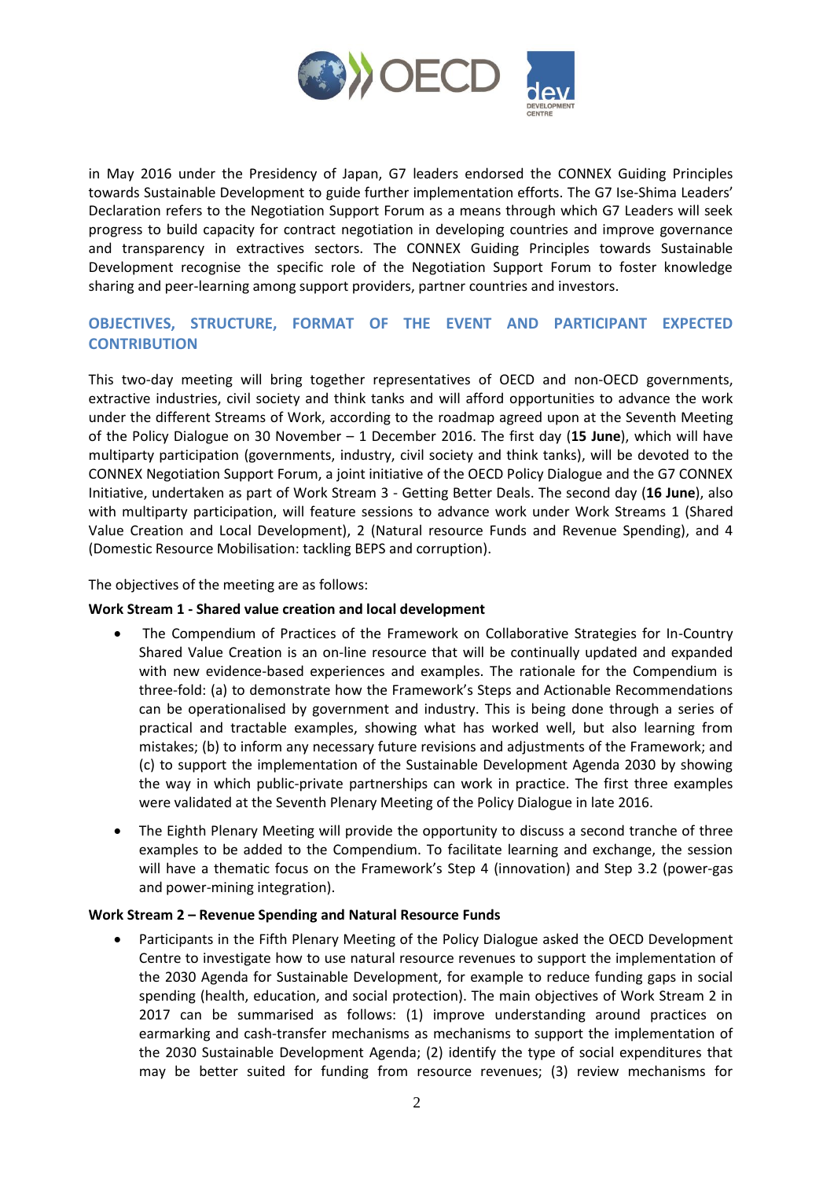in May 2016 under the Presidency of Japan, G7 leaders endorsed the CONNEX Guiding Principles towards Sustainable Development to guide further implementation efforts. The G7 Ise-Shima Leaders' Declaration refers to the Negotiation Support Forum as a means through which G7 Leaders will seek progress to build capacity for contract negotiation in developing countries and improve governance and transparency in extractives sectors. The CONNEX Guiding Principles towards Sustainable Development recognise the specific role of the Negotiation Support Forum to foster knowledge sharing and peer-learning among support providers, partner countries and investors.

## OBJECTIVES, STRUCTURE, FORMAT OF THE EVENT AND PARTICIPANT EXPECTED CONTRIBUTION

This two-day meeting will bring together representatives of OECD and non-OECD governments, extractive industries, civil society and think tanks and will afford opportunities to advance the work under the different Streams of Work, according to the roadmap agreed upon at the Seventh Meeting of the Policy Dialogue on 30 November – 1 December 2016. The first day (**15 June**), which will have multiparty participation (governments, industry, civil society and think tanks), will be devoted to the CONNEX Negotiation Support Forum, a joint initiative of the OECD Policy Dialogue and the G7 CONNEX Initiative, undertaken as part of Work Stream 3 - Getting Better Deals. The second day (**16 June**), also with multiparty participation, will feature sessions to advance work under Work Streams 1 (Shared Value Creation and Local Development), 2 (Natural resource Funds and Revenue Spending), and 4 (Domestic Resource Mobilisation: tackling BEPS and corruption).

The objectives of the meeting are as follows:

**Work Stream 1 - Shared value creation and local development**

- The Compendium of Practices of the Framework on Collaborative Strategies for In-Country Shared Value Creation is an on-line resource that will be continually updated and expanded with new evidence-based experiences and examples. The rationale for the Compendium is three-fold: (a) to demonstrate how the Framework's Steps and Actionable Recommendations can be operationalised by government and industry. This is being done through a series of practical and tractable examples, showing what has worked well, but also learning from mistakes; (b) to inform any necessary future revisions and adjustments of the Framework; and (c) to support the implementation of the Sustainable Development Agenda 2030 by showing the way in which public-private partnerships can work in practice. The first three examples were validated at the Seventh Plenary Meeting of the Policy Dialogue in late 2016.
- The Eighth Plenary Meeting will provide the opportunity to discuss a second tranche of three examples to be added to the Compendium. To facilitate learning and exchange, the session will have a thematic focus on the Framework's Step 4 (innovation) and Step 3.2 (power-gas and power-mining integration).

**Work Stream 2 – Revenue Spending and Natural Resource Funds**

- Participants in the Fifth Plenary Meeting of the Policy Dialogue asked the OECD Development Centre to investigate how to use natural resource revenues to support the implementation of the 2030 Agenda for Sustainable Development, for example to reduce funding gaps in social spending (health, education, and social protection). The main objectives of Work Stream 2 in 2017 can be summarised as follows: (1) improve understanding around practices on earmarking and cash-transfer mechanisms as mechanisms to support the implementation of the 2030 Sustainable Development Agenda; (2) identify the type of social expenditures that may be better suited for funding from resource revenues; (3) review mechanisms for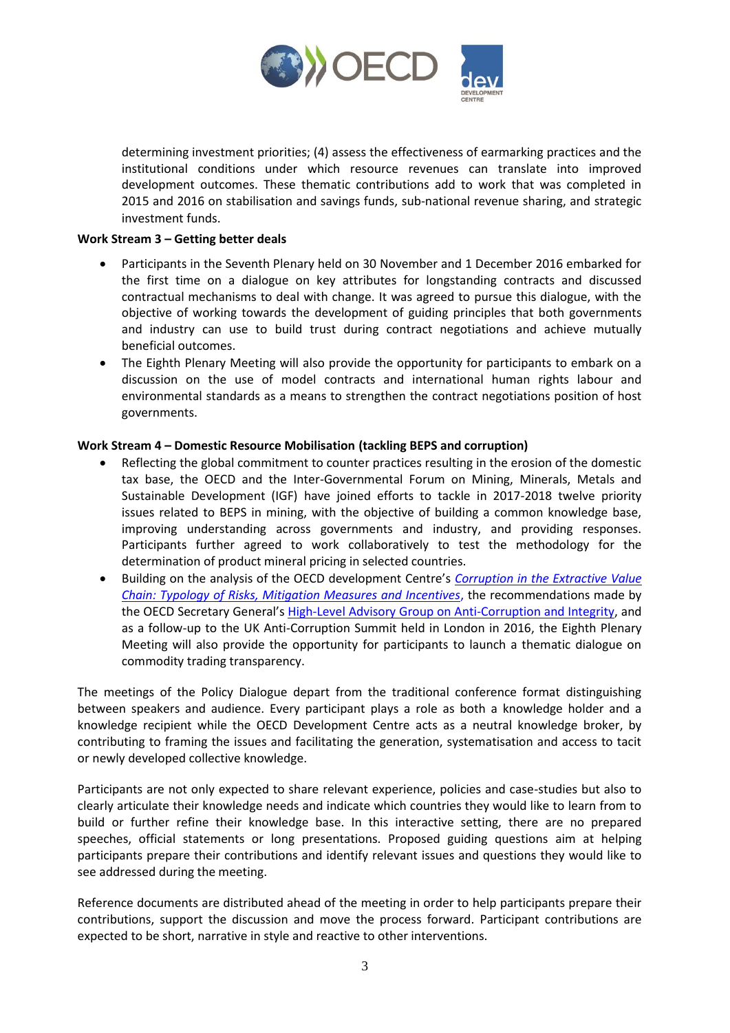determining investment priorities; (4) assess the effectiveness of earmarking practices and the institutional conditions under which resource revenues can translate into improved development outcomes. These thematic contributions add to work that was completed in 2015 and 2016 on stabilisation and savings funds, sub-national revenue sharing, and strategic investment funds.

**Work Stream 3 – Getting better deals**

- Participants in the Seventh Plenary held on 30 November and 1 December 2016 embarked for the first time on a dialogue on key attributes for longstanding contracts and discussed contractual mechanisms to deal with change. It was agreed to pursue this dialogue, with the objective of working towards the development of guiding principles that both governments and industry can use to build trust during contract negotiations and achieve mutually beneficial outcomes.
- The Eighth Plenary Meeting will also provide the opportunity for participants to embark on a discussion on the use of model contracts and international human rights labour and environmental standards as a means to strengthen the contract negotiations position of host governments.

**Work Stream 4 – Domestic Resource Mobilisation (tackling BEPS and corruption)**

- Reflecting the global commitment to counter practices resulting in the erosion of the domestic tax base, the OECD and the Inter-Governmental Forum on Mining, Minerals, Metals and Sustainable Development (IGF) have joined efforts to tackle in 2017-2018 twelve priority issues related to BEPS in mining, with the objective of building a common knowledge base, improving understanding across governments and industry, and providing responses. Participants further agreed to work collaboratively to test the methodology for the determination of product mineral pricing in selected countries.
- Building on the analysis of the OECD development Centre's *Corruption in the Extractive Value Chain: Typology of Risks, Mitigation Measures and Incentives*, the recommendations made by the OECD Secretary General's High-Level Advisory Group on Anti-Corruption and Integrity, and as a follow-up to the UK Anti-Corruption Summit held in London in 2016, the Eighth Plenary Meeting will also provide the opportunity for participants to launch a thematic dialogue on commodity trading transparency.

The meetings of the Policy Dialogue depart from the traditional conference format distinguishing between speakers and audience. Every participant plays a role as both a knowledge holder and a knowledge recipient while the OECD Development Centre acts as a neutral knowledge broker, by contributing to framing the issues and facilitating the generation, systematisation and access to tacit or newly developed collective knowledge.

Participants are not only expected to share relevant experience, policies and case-studies but also to clearly articulate their knowledge needs and indicate which countries they would like to learn from to build or further refine their knowledge base. In this interactive setting, there are no prepared speeches, official statements or long presentations. Proposed guiding questions aim at helping participants prepare their contributions and identify relevant issues and questions they would like to see addressed during the meeting.

Reference documents are distributed ahead of the meeting in order to help participants prepare their contributions, support the discussion and move the process forward. Participant contributions are expected to be short, narrative in style and reactive to other interventions.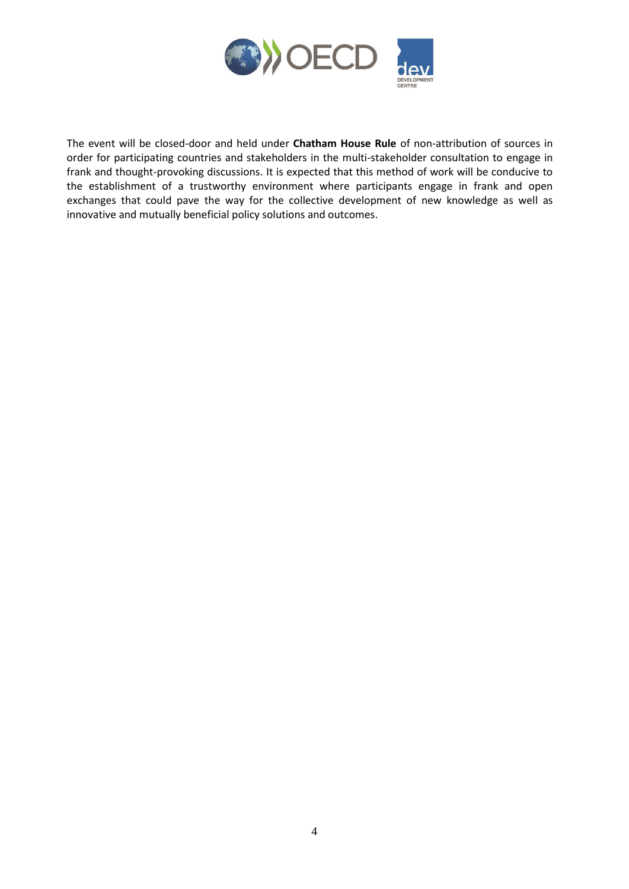The event will be closed-door and held under **Chatham House Rule** of non-attribution of sources in order for participating countries and stakeholders in the multi-stakeholder consultation to engage in frank and thought-provoking discussions. It is expected that this method of work will be conducive to the establishment of a trustworthy environment where participants engage in frank and open exchanges that could pave the way for the collective development of new knowledge as well as innovative and mutually beneficial policy solutions and outcomes.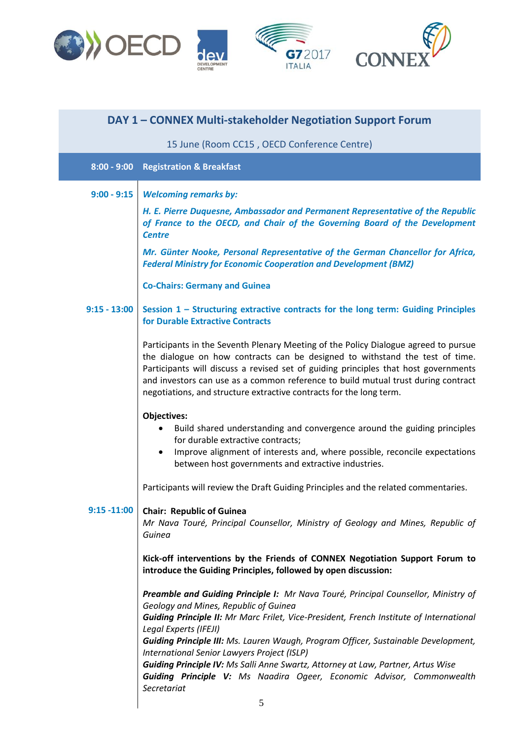## DAY 1 – CONNEX Multi-stakeholder Negotiation Support Forum

15 June (Room CC15 , OECD Conference Centre)

**8:00 - 9:00** **Registration & Breakfast**

**9:00 - 9:15** ***Welcoming remarks by:***

***H. E. Pierre Duquesne, Ambassador and Permanent Representative of the Republic of France to the OECD, and Chair of the Governing Board of the Development Centre***

***Mr. Günter Nooke, Personal Representative of the German Chancellor for Africa, Federal Ministry for Economic Cooperation and Development (BMZ)***

**Co-Chairs: Germany and Guinea**

**9:15 - 13:00** **Session 1 – Structuring extractive contracts for the long term: Guiding Principles for Durable Extractive Contracts**

Participants in the Seventh Plenary Meeting of the Policy Dialogue agreed to pursue the dialogue on how contracts can be designed to withstand the test of time. Participants will discuss a revised set of guiding principles that host governments and investors can use as a common reference to build mutual trust during contract negotiations, and structure extractive contracts for the long term.

**Objectives:**

- Build shared understanding and convergence around the guiding principles for durable extractive contracts;
- Improve alignment of interests and, where possible, reconcile expectations between host governments and extractive industries.

Participants will review the Draft Guiding Principles and the related commentaries.

**9:15 -11:00** **Chair: Republic of Guinea**
*Mr Nava Touré, Principal Counsellor, Ministry of Geology and Mines, Republic of Guinea*

**Kick-off interventions by the Friends of CONNEX Negotiation Support Forum to introduce the Guiding Principles, followed by open discussion:**

***Preamble and Guiding Principle I:*** *Mr Nava Touré, Principal Counsellor, Ministry of Geology and Mines, Republic of Guinea*
***Guiding Principle II:*** *Mr Marc Frilet, Vice-President, French Institute of International Legal Experts (IFEJI)*
***Guiding Principle III:*** *Ms. Lauren Waugh, Program Officer, Sustainable Development, International Senior Lawyers Project (ISLP)*
***Guiding Principle IV:*** *Ms Salli Anne Swartz, Attorney at Law, Partner, Artus Wise*
***Guiding Principle V:*** *Ms Naadira Ogeer, Economic Advisor, Commonwealth Secretariat*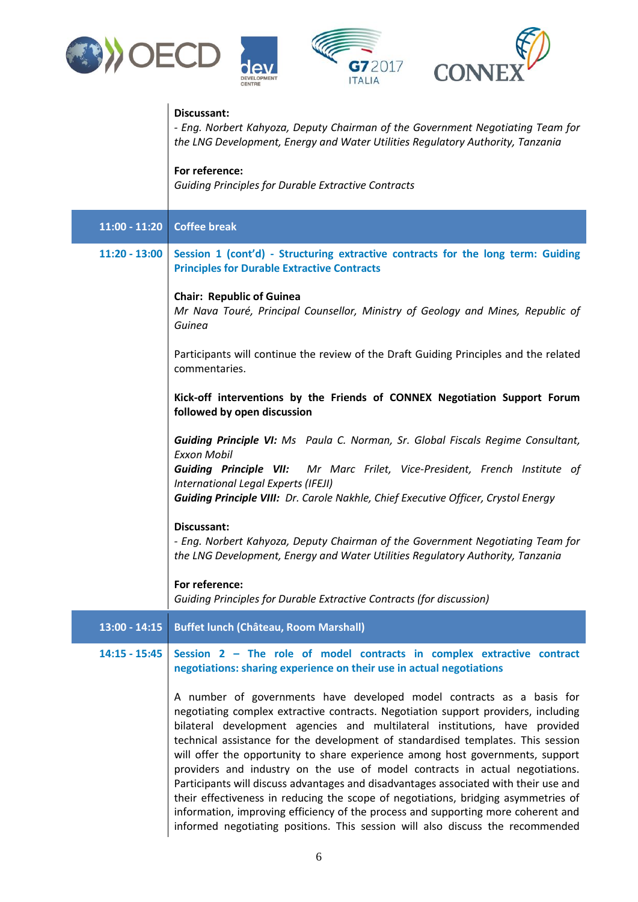**Discussant:**
*- Eng. Norbert Kahyoza, Deputy Chairman of the Government Negotiating Team for the LNG Development, Energy and Water Utilities Regulatory Authority, Tanzania*

**For reference:**
*Guiding Principles for Durable Extractive Contracts*

| | |
|---|---|
| **11:00 - 11:20** | **Coffee break** |
| **11:20 - 13:00** | **Session 1 (cont'd) - Structuring extractive contracts for the long term: Guiding Principles for Durable Extractive Contracts** |

**Chair: Republic of Guinea**
*Mr Nava Touré, Principal Counsellor, Ministry of Geology and Mines, Republic of Guinea*

Participants will continue the review of the Draft Guiding Principles and the related commentaries.

**Kick-off interventions by the Friends of CONNEX Negotiation Support Forum followed by open discussion**

***Guiding Principle VI:*** *Ms Paula C. Norman, Sr. Global Fiscals Regime Consultant, Exxon Mobil*
***Guiding Principle VII:*** *Mr Marc Frilet, Vice-President, French Institute of International Legal Experts (IFEJI)*
***Guiding Principle VIII:*** *Dr. Carole Nakhle, Chief Executive Officer, Crystol Energy*

**Discussant:**
*- Eng. Norbert Kahyoza, Deputy Chairman of the Government Negotiating Team for the LNG Development, Energy and Water Utilities Regulatory Authority, Tanzania*

**For reference:**
*Guiding Principles for Durable Extractive Contracts (for discussion)*

| | |
|---|---|
| **13:00 - 14:15** | **Buffet lunch (Château, Room Marshall)** |
| **14:15 - 15:45** | **Session 2 – The role of model contracts in complex extractive contract negotiations: sharing experience on their use in actual negotiations** |

A number of governments have developed model contracts as a basis for negotiating complex extractive contracts. Negotiation support providers, including bilateral development agencies and multilateral institutions, have provided technical assistance for the development of standardised templates. This session will offer the opportunity to share experience among host governments, support providers and industry on the use of model contracts in actual negotiations. Participants will discuss advantages and disadvantages associated with their use and their effectiveness in reducing the scope of negotiations, bridging asymmetries of information, improving efficiency of the process and supporting more coherent and informed negotiating positions. This session will also discuss the recommended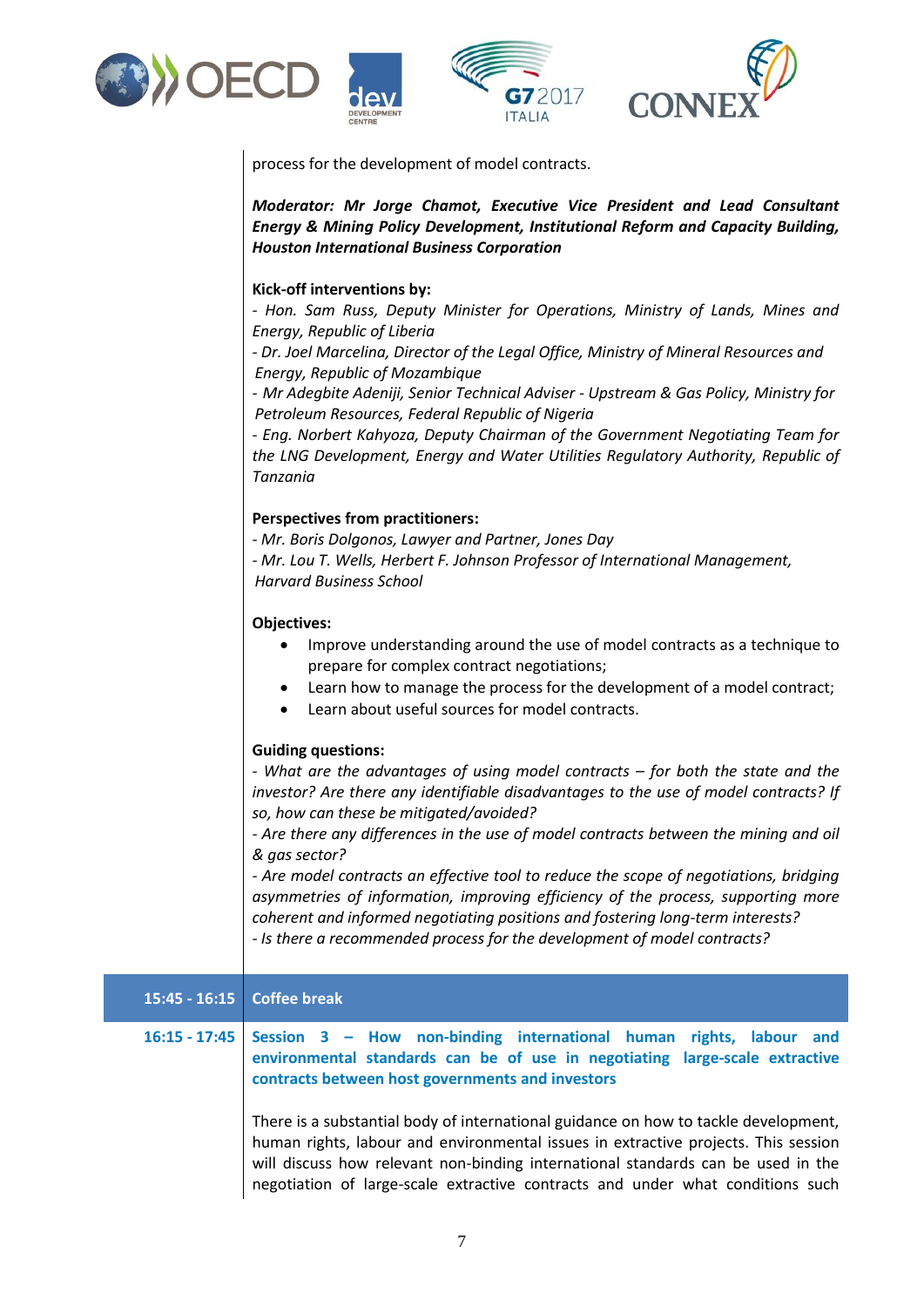process for the development of model contracts.

***Moderator: Mr Jorge Chamot, Executive Vice President and Lead Consultant Energy & Mining Policy Development, Institutional Reform and Capacity Building, Houston International Business Corporation***

**Kick-off interventions by:**

*- Hon. Sam Russ, Deputy Minister for Operations, Ministry of Lands, Mines and Energy, Republic of Liberia*
*- Dr. Joel Marcelina, Director of the Legal Office, Ministry of Mineral Resources and Energy, Republic of Mozambique*
*- Mr Adegbite Adeniji, Senior Technical Adviser - Upstream & Gas Policy, Ministry for Petroleum Resources, Federal Republic of Nigeria*
*- Eng. Norbert Kahyoza, Deputy Chairman of the Government Negotiating Team for the LNG Development, Energy and Water Utilities Regulatory Authority, Republic of Tanzania*

**Perspectives from practitioners:**

*- Mr. Boris Dolgonos, Lawyer and Partner, Jones Day*
*- Mr. Lou T. Wells, Herbert F. Johnson Professor of International Management, Harvard Business School*

**Objectives:**

- Improve understanding around the use of model contracts as a technique to prepare for complex contract negotiations;
- Learn how to manage the process for the development of a model contract;
- Learn about useful sources for model contracts.

**Guiding questions:**

*- What are the advantages of using model contracts – for both the state and the investor? Are there any identifiable disadvantages to the use of model contracts? If so, how can these be mitigated/avoided?*
*- Are there any differences in the use of model contracts between the mining and oil & gas sector?*
*- Are model contracts an effective tool to reduce the scope of negotiations, bridging asymmetries of information, improving efficiency of the process, supporting more coherent and informed negotiating positions and fostering long-term interests?*
*- Is there a recommended process for the development of model contracts?*

**15:45 - 16:15 Coffee break**

**16:15 - 17:45 Session 3 – How non-binding international human rights, labour and environmental standards can be of use in negotiating large-scale extractive contracts between host governments and investors**

There is a substantial body of international guidance on how to tackle development, human rights, labour and environmental issues in extractive projects. This session will discuss how relevant non-binding international standards can be used in the negotiation of large-scale extractive contracts and under what conditions such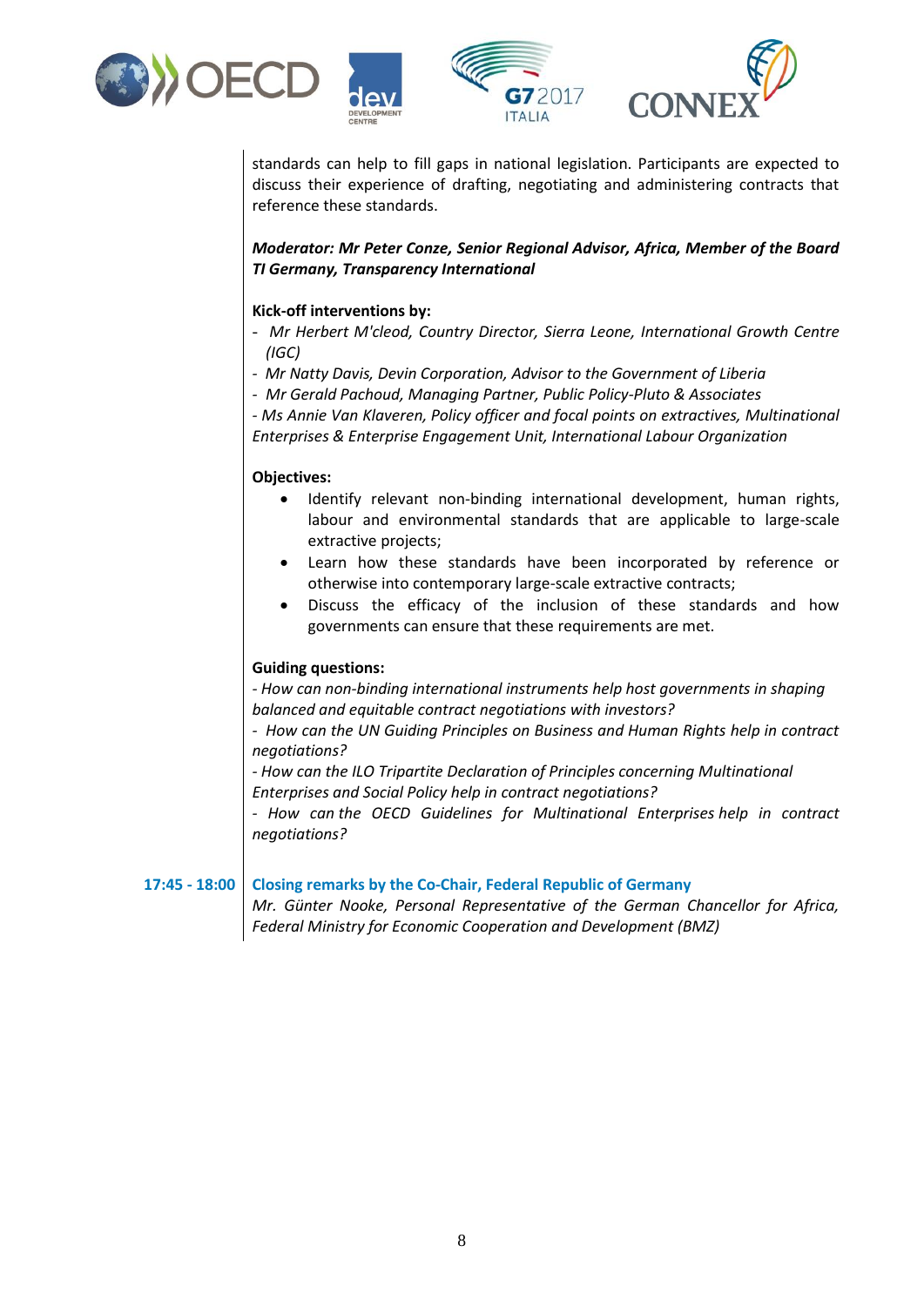standards can help to fill gaps in national legislation. Participants are expected to discuss their experience of drafting, negotiating and administering contracts that reference these standards.

***Moderator: Mr Peter Conze, Senior Regional Advisor, Africa, Member of the Board TI Germany, Transparency International***

**Kick-off interventions by:**

- *Mr Herbert M'cleod, Country Director, Sierra Leone, International Growth Centre (IGC)*
- *Mr Natty Davis, Devin Corporation, Advisor to the Government of Liberia*
- *Mr Gerald Pachoud, Managing Partner, Public Policy-Pluto & Associates*
- *Ms Annie Van Klaveren, Policy officer and focal points on extractives, Multinational Enterprises & Enterprise Engagement Unit, International Labour Organization*

**Objectives:**

- Identify relevant non-binding international development, human rights, labour and environmental standards that are applicable to large-scale extractive projects;
- Learn how these standards have been incorporated by reference or otherwise into contemporary large-scale extractive contracts;
- Discuss the efficacy of the inclusion of these standards and how governments can ensure that these requirements are met.

**Guiding questions:**

*- How can non-binding international instruments help host governments in shaping balanced and equitable contract negotiations with investors?*
*- How can the UN Guiding Principles on Business and Human Rights help in contract negotiations?*
*- How can the ILO Tripartite Declaration of Principles concerning Multinational Enterprises and Social Policy help in contract negotiations?*
*- How can the OECD Guidelines for Multinational Enterprises help in contract negotiations?*

**17:45 - 18:00** **Closing remarks by the Co-Chair, Federal Republic of Germany**
*Mr. Günter Nooke, Personal Representative of the German Chancellor for Africa, Federal Ministry for Economic Cooperation and Development (BMZ)*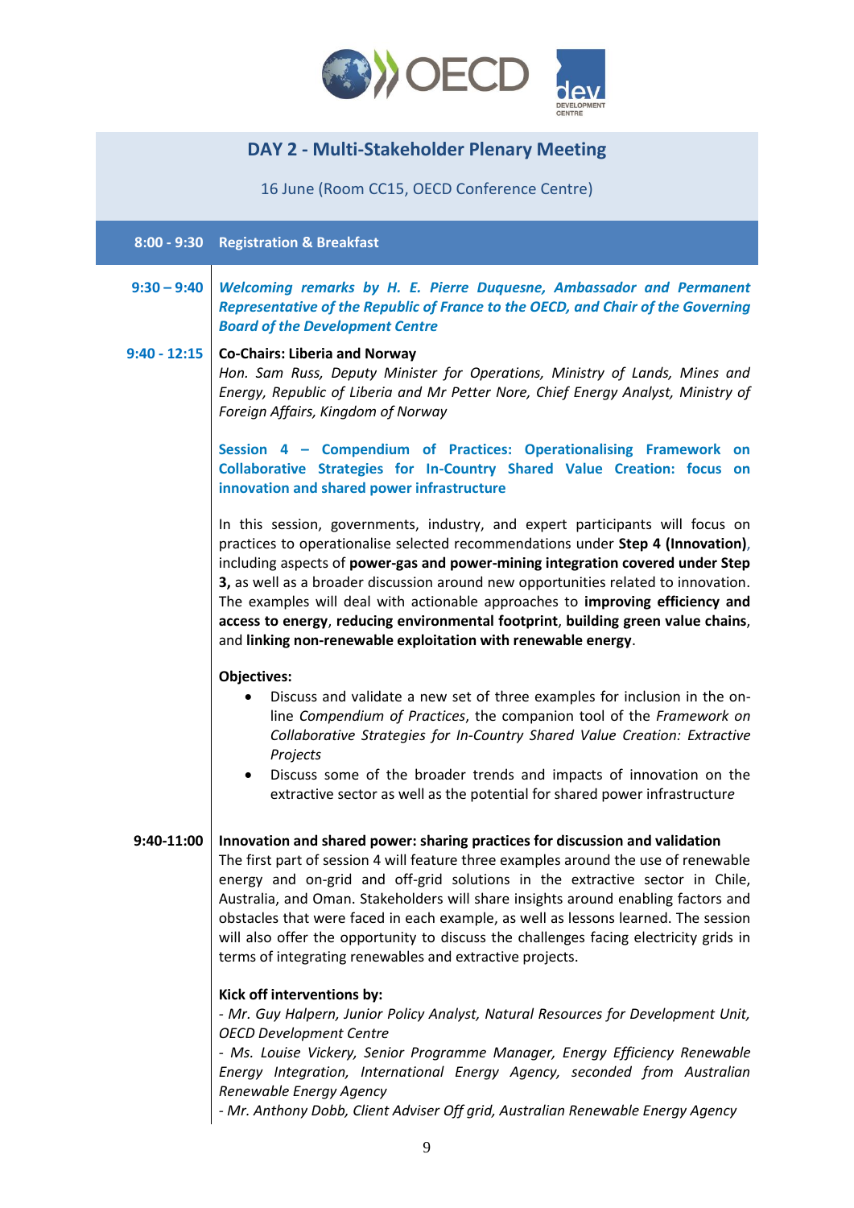## DAY 2 - Multi-Stakeholder Plenary Meeting

16 June (Room CC15, OECD Conference Centre)

**8:00 - 9:30** **Registration & Breakfast**

**9:30 – 9:40** ***Welcoming remarks by H. E. Pierre Duquesne, Ambassador and Permanent Representative of the Republic of France to the OECD, and Chair of the Governing Board of the Development Centre***

**9:40 - 12:15** **Co-Chairs: Liberia and Norway**

*Hon. Sam Russ, Deputy Minister for Operations, Ministry of Lands, Mines and Energy, Republic of Liberia and Mr Petter Nore, Chief Energy Analyst, Ministry of Foreign Affairs, Kingdom of Norway*

**Session 4 – Compendium of Practices: Operationalising Framework on Collaborative Strategies for In-Country Shared Value Creation: focus on innovation and shared power infrastructure**

In this session, governments, industry, and expert participants will focus on practices to operationalise selected recommendations under **Step 4 (Innovation)**, including aspects of **power-gas and power-mining integration covered under Step 3,** as well as a broader discussion around new opportunities related to innovation. The examples will deal with actionable approaches to **improving efficiency and access to energy**, **reducing environmental footprint**, **building green value chains**, and **linking non-renewable exploitation with renewable energy**.

**Objectives:**

- Discuss and validate a new set of three examples for inclusion in the on-line *Compendium of Practices*, the companion tool of the *Framework on Collaborative Strategies for In-Country Shared Value Creation: Extractive Projects*
- Discuss some of the broader trends and impacts of innovation on the extractive sector as well as the potential for shared power infrastructure

**9:40-11:00** **Innovation and shared power: sharing practices for discussion and validation**

The first part of session 4 will feature three examples around the use of renewable energy and on-grid and off-grid solutions in the extractive sector in Chile, Australia, and Oman. Stakeholders will share insights around enabling factors and obstacles that were faced in each example, as well as lessons learned. The session will also offer the opportunity to discuss the challenges facing electricity grids in terms of integrating renewables and extractive projects.

**Kick off interventions by:**

*- Mr. Guy Halpern, Junior Policy Analyst, Natural Resources for Development Unit, OECD Development Centre*

*- Ms. Louise Vickery, Senior Programme Manager, Energy Efficiency Renewable Energy Integration, International Energy Agency, seconded from Australian Renewable Energy Agency*

*- Mr. Anthony Dobb, Client Adviser Off grid, Australian Renewable Energy Agency*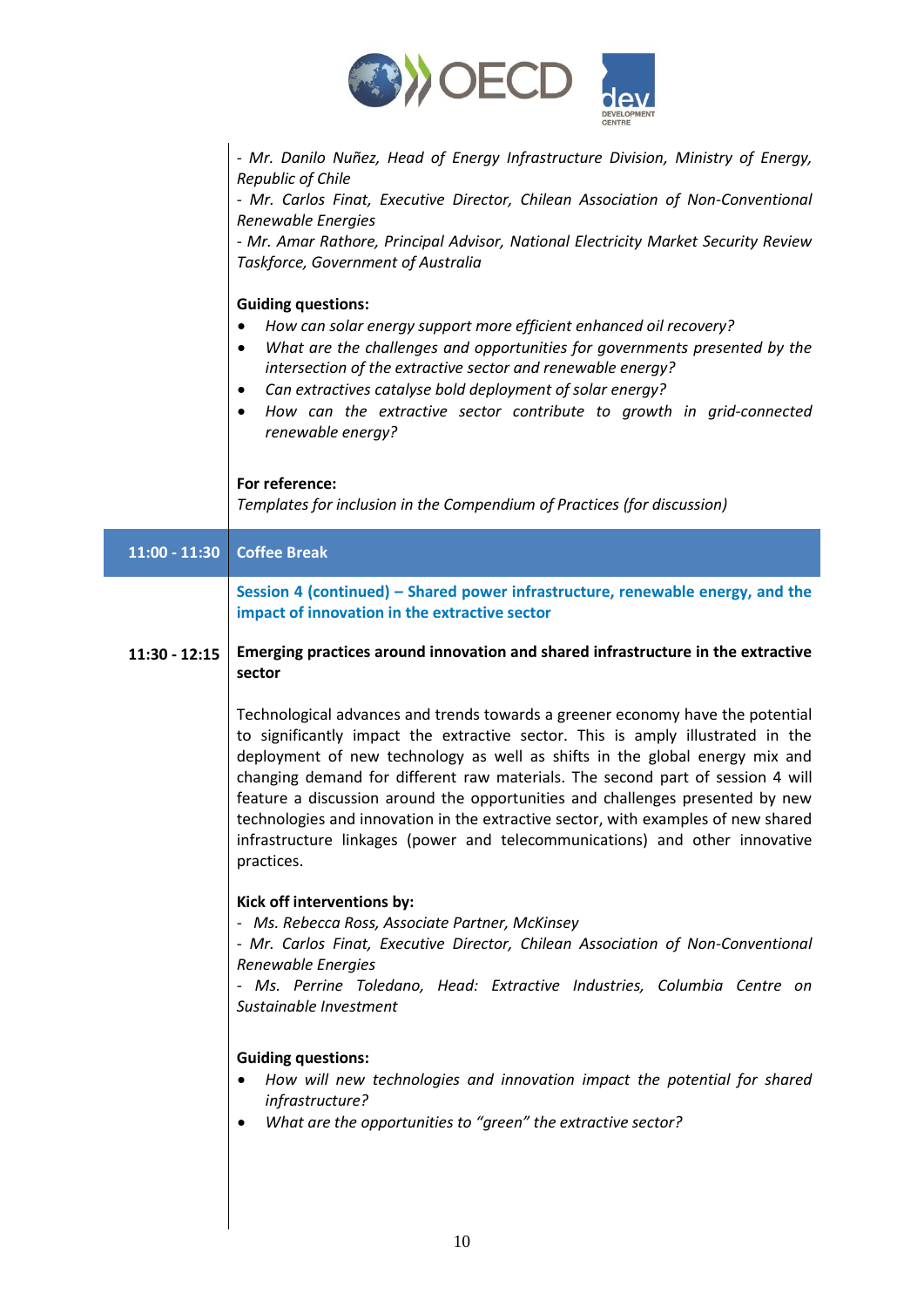*- Mr. Danilo Nuñez, Head of Energy Infrastructure Division, Ministry of Energy, Republic of Chile*
*- Mr. Carlos Finat, Executive Director, Chilean Association of Non-Conventional Renewable Energies*
*- Mr. Amar Rathore, Principal Advisor, National Electricity Market Security Review Taskforce, Government of Australia*

**Guiding questions:**

- *How can solar energy support more efficient enhanced oil recovery?*
- *What are the challenges and opportunities for governments presented by the intersection of the extractive sector and renewable energy?*
- *Can extractives catalyse bold deployment of solar energy?*
- *How can the extractive sector contribute to growth in grid-connected renewable energy?*

**For reference:**
*Templates for inclusion in the Compendium of Practices (for discussion)*

| 11:00 - 11:30 | Coffee Break |
|---|---|

**Session 4 (continued) – Shared power infrastructure, renewable energy, and the impact of innovation in the extractive sector**

**11:30 - 12:15** **Emerging practices around innovation and shared infrastructure in the extractive sector**

Technological advances and trends towards a greener economy have the potential to significantly impact the extractive sector. This is amply illustrated in the deployment of new technology as well as shifts in the global energy mix and changing demand for different raw materials. The second part of session 4 will feature a discussion around the opportunities and challenges presented by new technologies and innovation in the extractive sector, with examples of new shared infrastructure linkages (power and telecommunications) and other innovative practices.

**Kick off interventions by:**
*- Ms. Rebecca Ross, Associate Partner, McKinsey*
*- Mr. Carlos Finat, Executive Director, Chilean Association of Non-Conventional Renewable Energies*
*- Ms. Perrine Toledano, Head: Extractive Industries, Columbia Centre on Sustainable Investment*

**Guiding questions:**

- *How will new technologies and innovation impact the potential for shared infrastructure?*
- *What are the opportunities to "green" the extractive sector?*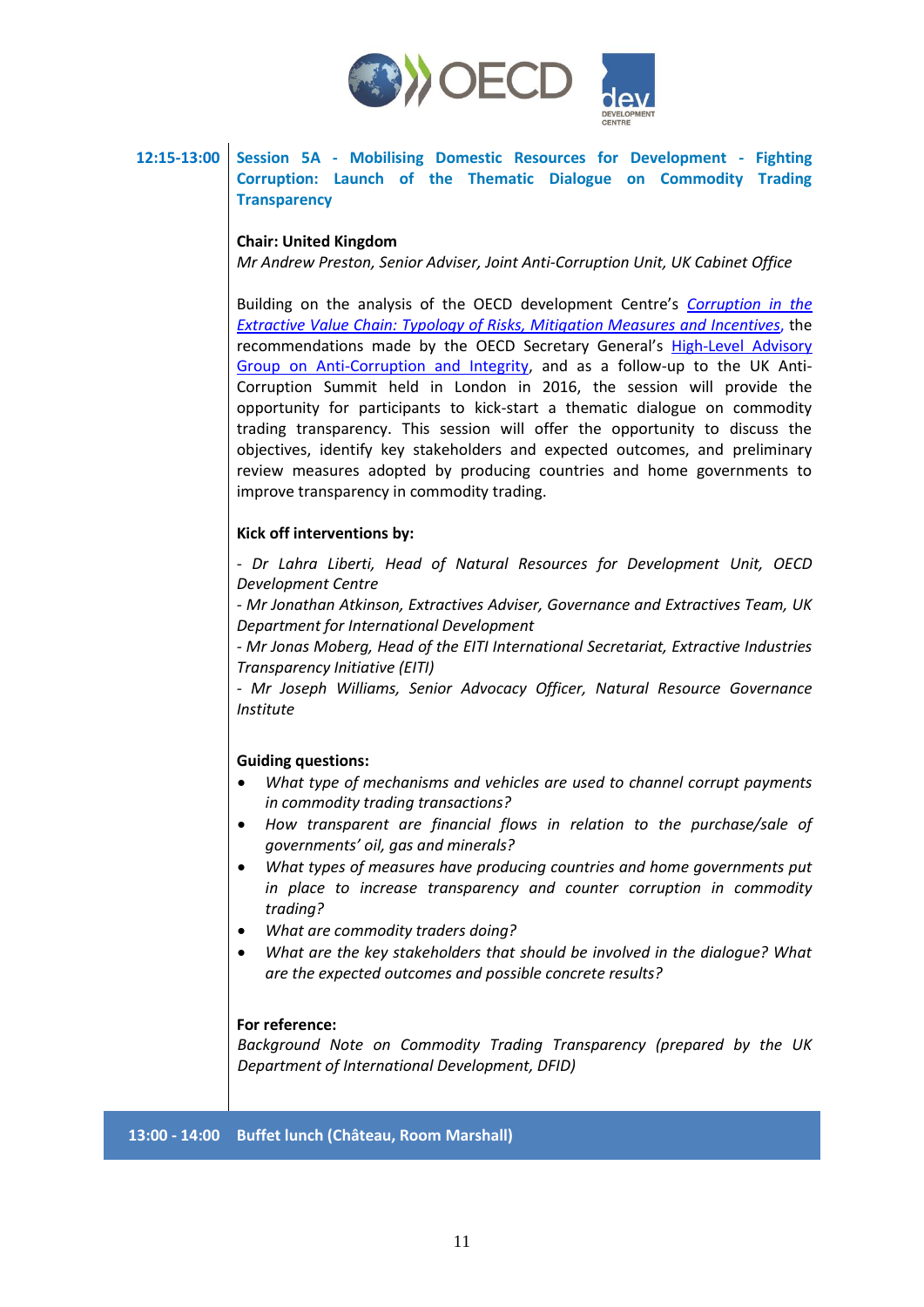**12:15-13:00** **Session 5A - Mobilising Domestic Resources for Development - Fighting Corruption: Launch of the Thematic Dialogue on Commodity Trading Transparency**

**Chair: United Kingdom**

*Mr Andrew Preston, Senior Adviser, Joint Anti-Corruption Unit, UK Cabinet Office*

Building on the analysis of the OECD development Centre's *Corruption in the Extractive Value Chain: Typology of Risks, Mitigation Measures and Incentives*, the recommendations made by the OECD Secretary General's High-Level Advisory Group on Anti-Corruption and Integrity, and as a follow-up to the UK Anti-Corruption Summit held in London in 2016, the session will provide the opportunity for participants to kick-start a thematic dialogue on commodity trading transparency. This session will offer the opportunity to discuss the objectives, identify key stakeholders and expected outcomes, and preliminary review measures adopted by producing countries and home governments to improve transparency in commodity trading.

**Kick off interventions by:**

- *Dr Lahra Liberti, Head of Natural Resources for Development Unit, OECD Development Centre*
- *Mr Jonathan Atkinson, Extractives Adviser, Governance and Extractives Team, UK Department for International Development*
- *Mr Jonas Moberg, Head of the EITI International Secretariat, Extractive Industries Transparency Initiative (EITI)*
- *Mr Joseph Williams, Senior Advocacy Officer, Natural Resource Governance Institute*

**Guiding questions:**

- *What type of mechanisms and vehicles are used to channel corrupt payments in commodity trading transactions?*
- *How transparent are financial flows in relation to the purchase/sale of governments' oil, gas and minerals?*
- *What types of measures have producing countries and home governments put in place to increase transparency and counter corruption in commodity trading?*
- *What are commodity traders doing?*
- *What are the key stakeholders that should be involved in the dialogue? What are the expected outcomes and possible concrete results?*

**For reference:**

*Background Note on Commodity Trading Transparency (prepared by the UK Department of International Development, DFID)*

**13:00 - 14:00** **Buffet lunch (Château, Room Marshall)**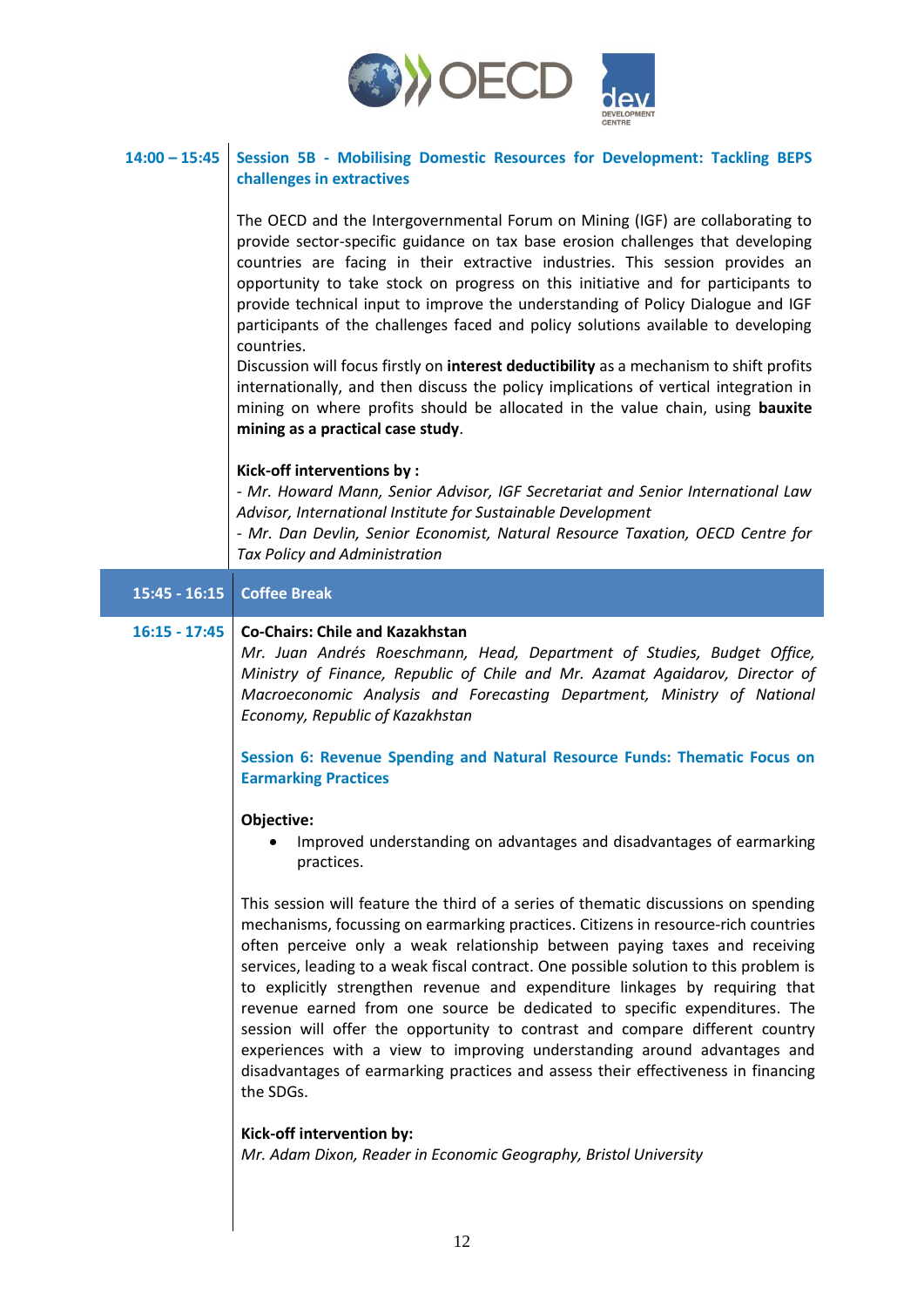**14:00 – 15:45** **Session 5B - Mobilising Domestic Resources for Development: Tackling BEPS challenges in extractives**

The OECD and the Intergovernmental Forum on Mining (IGF) are collaborating to provide sector-specific guidance on tax base erosion challenges that developing countries are facing in their extractive industries. This session provides an opportunity to take stock on progress on this initiative and for participants to provide technical input to improve the understanding of Policy Dialogue and IGF participants of the challenges faced and policy solutions available to developing countries.

Discussion will focus firstly on **interest deductibility** as a mechanism to shift profits internationally, and then discuss the policy implications of vertical integration in mining on where profits should be allocated in the value chain, using **bauxite mining as a practical case study**.

**Kick-off interventions by :**

*- Mr. Howard Mann, Senior Advisor, IGF Secretariat and Senior International Law Advisor, International Institute for Sustainable Development*

*- Mr. Dan Devlin, Senior Economist, Natural Resource Taxation, OECD Centre for Tax Policy and Administration*

**15:45 - 16:15** **Coffee Break**

**16:15 - 17:45** **Co-Chairs: Chile and Kazakhstan**

*Mr. Juan Andrés Roeschmann, Head, Department of Studies, Budget Office, Ministry of Finance, Republic of Chile and Mr. Azamat Agaidarov, Director of Macroeconomic Analysis and Forecasting Department, Ministry of National Economy, Republic of Kazakhstan*

**Session 6: Revenue Spending and Natural Resource Funds: Thematic Focus on Earmarking Practices**

**Objective:**

- Improved understanding on advantages and disadvantages of earmarking practices.

This session will feature the third of a series of thematic discussions on spending mechanisms, focussing on earmarking practices. Citizens in resource-rich countries often perceive only a weak relationship between paying taxes and receiving services, leading to a weak fiscal contract. One possible solution to this problem is to explicitly strengthen revenue and expenditure linkages by requiring that revenue earned from one source be dedicated to specific expenditures. The session will offer the opportunity to contrast and compare different country experiences with a view to improving understanding around advantages and disadvantages of earmarking practices and assess their effectiveness in financing the SDGs.

**Kick-off intervention by:**

*Mr. Adam Dixon, Reader in Economic Geography, Bristol University*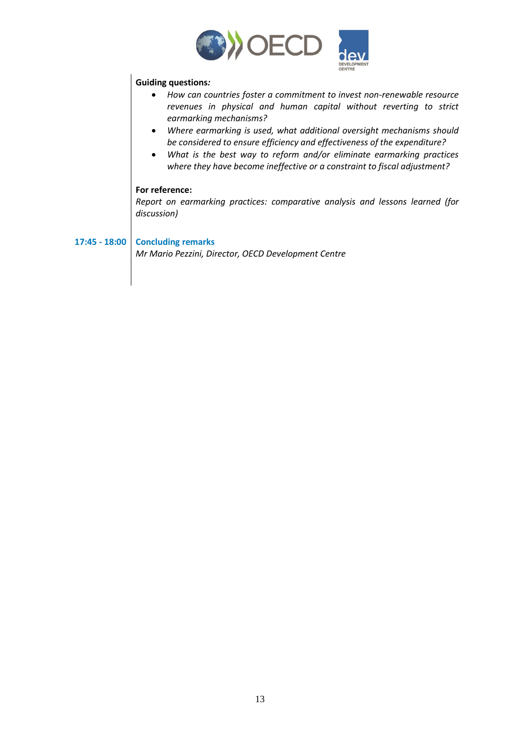**Guiding questions*:***

- *How can countries foster a commitment to invest non-renewable resource revenues in physical and human capital without reverting to strict earmarking mechanisms?*
- *Where earmarking is used, what additional oversight mechanisms should be considered to ensure efficiency and effectiveness of the expenditure?*
- *What is the best way to reform and/or eliminate earmarking practices where they have become ineffective or a constraint to fiscal adjustment?*

**For reference:**

*Report on earmarking practices: comparative analysis and lessons learned (for discussion)*

**17:45 - 18:00 Concluding remarks**

*Mr Mario Pezzini, Director, OECD Development Centre*